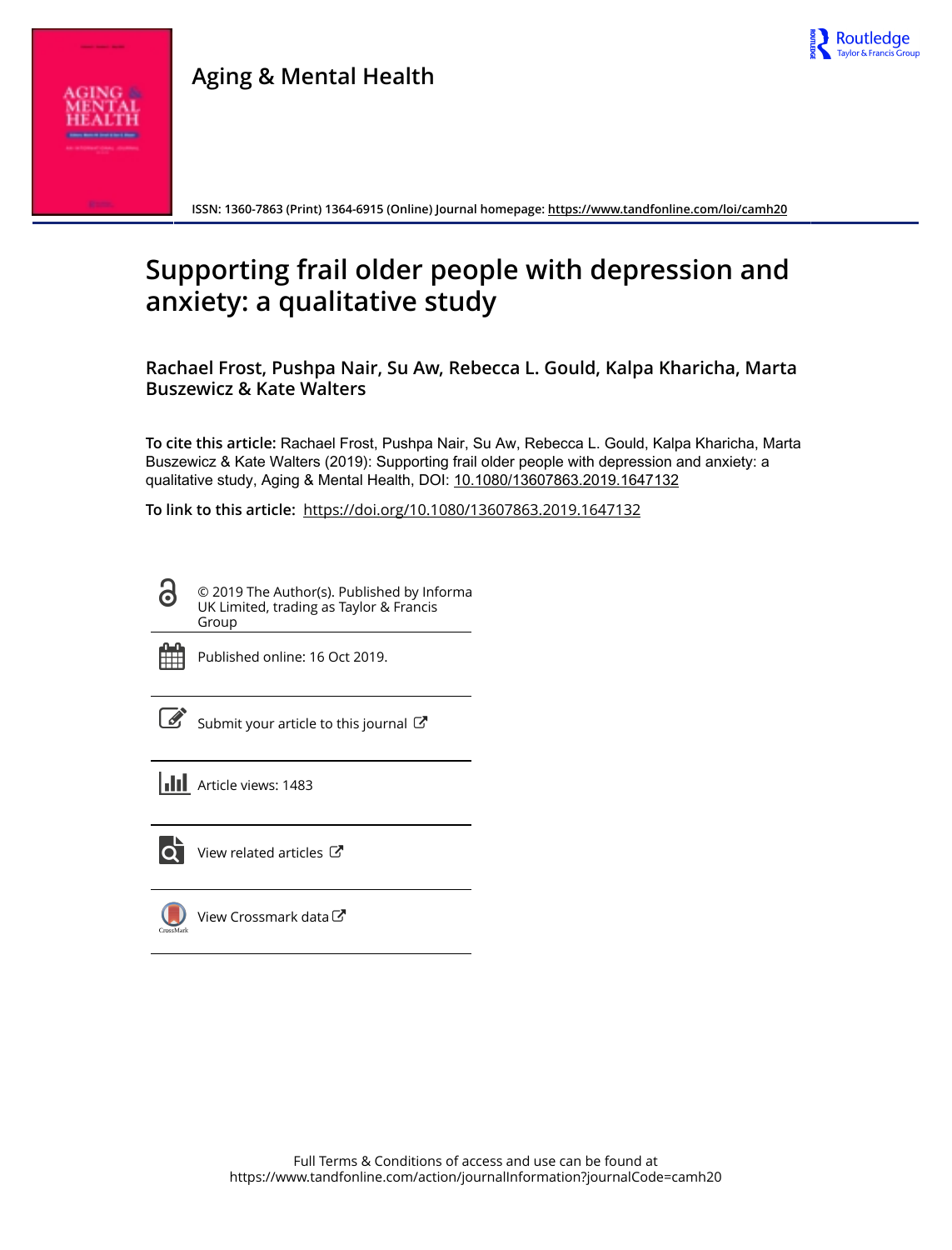Aging & Mental Health

ISSN: 1360-7863 (Print) 1364-6915 (Online) Journal homepage: https://www.tandfonline.com/loi/camh20

# Supporting frail older people with depression and anxiety: a qualitative study

**Rachael Frost, Pushpa Nair, Su Aw, Rebecca L. Gould, Kalpa Kharicha, Marta Buszewicz & Kate Walters**

**To cite this article:** Rachael Frost, Pushpa Nair, Su Aw, Rebecca L. Gould, Kalpa Kharicha, Marta Buszewicz & Kate Walters (2019): Supporting frail older people with depression and anxiety: a qualitative study, Aging & Mental Health, DOI: 10.1080/13607863.2019.1647132

**To link to this article:** https://doi.org/10.1080/13607863.2019.1647132

© 2019 The Author(s). Published by Informa UK Limited, trading as Taylor & Francis Group

Published online: 16 Oct 2019.

Submit your article to this journal

Article views: 1483

View related articles

View Crossmark data

Full Terms & Conditions of access and use can be found at https://www.tandfonline.com/action/journalInformation?journalCode=camh20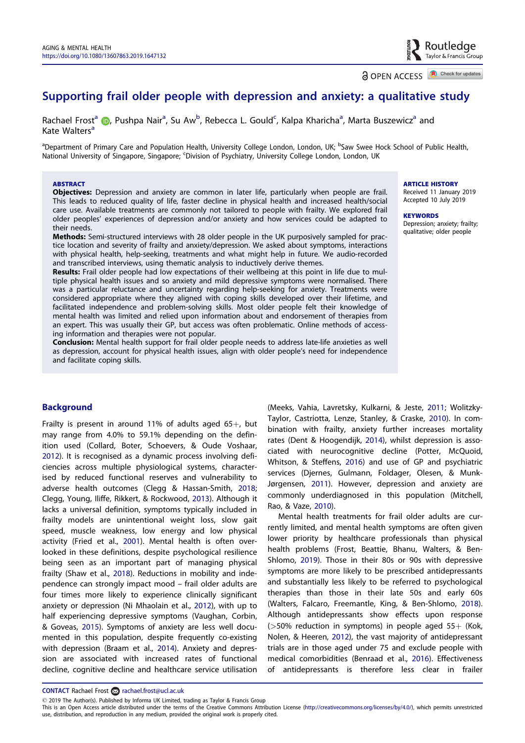# Supporting frail older people with depression and anxiety: a qualitative study

Rachael Frost[a], Pushpa Nair[a], Su Aw[b], Rebecca L. Gould[c], Kalpa Kharicha[a], Marta Buszewicz[a] and Kate Walters[a]

[a]Department of Primary Care and Population Health, University College London, London, UK; [b]Saw Swee Hock School of Public Health, National University of Singapore, Singapore; [c]Division of Psychiatry, University College London, London, UK

## ABSTRACT

**Objectives:** Depression and anxiety are common in later life, particularly when people are frail. This leads to reduced quality of life, faster decline in physical health and increased health/social care use. Available treatments are commonly not tailored to people with frailty. We explored frail older peoples' experiences of depression and/or anxiety and how services could be adapted to their needs.

**Methods:** Semi-structured interviews with 28 older people in the UK purposively sampled for practice location and severity of frailty and anxiety/depression. We asked about symptoms, interactions with physical health, help-seeking, treatments and what might help in future. We audio-recorded and transcribed interviews, using thematic analysis to inductively derive themes.

**Results:** Frail older people had low expectations of their wellbeing at this point in life due to multiple physical health issues and so anxiety and mild depressive symptoms were normalised. There was a particular reluctance and uncertainty regarding help-seeking for anxiety. Treatments were considered appropriate where they aligned with coping skills developed over their lifetime, and facilitated independence and problem-solving skills. Most older people felt their knowledge of mental health was limited and relied upon information about and endorsement of therapies from an expert. This was usually their GP, but access was often problematic. Online methods of accessing information and therapies were not popular.

**Conclusion:** Mental health support for frail older people needs to address late-life anxieties as well as depression, account for physical health issues, align with older people's need for independence and facilitate coping skills.

**ARTICLE HISTORY**
Received 11 January 2019
Accepted 10 July 2019

**KEYWORDS**
Depression; anxiety; frailty; qualitative; older people

## Background

Frailty is present in around 11% of adults aged 65+, but may range from 4.0% to 59.1% depending on the definition used (Collard, Boter, Schoevers, & Oude Voshaar, 2012). It is recognised as a dynamic process involving deficiencies across multiple physiological systems, characterised by reduced functional reserves and vulnerability to adverse health outcomes (Clegg & Hassan-Smith, 2018; Clegg, Young, Iliffe, Rikkert, & Rockwood, 2013). Although it lacks a universal definition, symptoms typically included in frailty models are unintentional weight loss, slow gait speed, muscle weakness, low energy and low physical activity (Fried et al., 2001). Mental health is often overlooked in these definitions, despite psychological resilience being seen as an important part of managing physical frailty (Shaw et al., 2018). Reductions in mobility and independence can strongly impact mood – frail older adults are four times more likely to experience clinically significant anxiety or depression (Ni Mhaolain et al., 2012), with up to half experiencing depressive symptoms (Vaughan, Corbin, & Goveas, 2015). Symptoms of anxiety are less well documented in this population, despite frequently co-existing with depression (Braam et al., 2014). Anxiety and depression are associated with increased rates of functional decline, cognitive decline and healthcare service utilisation (Meeks, Vahia, Lavretsky, Kulkarni, & Jeste, 2011; Wolitzky-Taylor, Castriotta, Lenze, Stanley, & Craske, 2010). In combination with frailty, anxiety further increases mortality rates (Dent & Hoogendijk, 2014), whilst depression is associated with neurocognitive decline (Potter, McQuoid, Whitson, & Steffens, 2016) and use of GP and psychiatric services (Djernes, Gulmann, Foldager, Olesen, & Munk-Jørgensen, 2011). However, depression and anxiety are commonly underdiagnosed in this population (Mitchell, Rao, & Vaze, 2010).

Mental health treatments for frail older adults are currently limited, and mental health symptoms are often given lower priority by healthcare professionals than physical health problems (Frost, Beattie, Bhanu, Walters, & Ben-Shlomo, 2019). Those in their 80s or 90s with depressive symptoms are more likely to be prescribed antidepressants and substantially less likely to be referred to psychological therapies than those in their late 50s and early 60s (Walters, Falcaro, Freemantle, King, & Ben-Shlomo, 2018). Although antidepressants show effects upon response (>50% reduction in symptoms) in people aged 55+ (Kok, Nolen, & Heeren, 2012), the vast majority of antidepressant trials are in those aged under 75 and exclude people with medical comorbidities (Benraad et al., 2016). Effectiveness of antidepressants is therefore less clear in frailer

**CONTACT** Rachael Frost rachael.frost@ucl.ac.uk

© 2019 The Author(s). Published by Informa UK Limited, trading as Taylor & Francis Group
This is an Open Access article distributed under the terms of the Creative Commons Attribution License (http://creativecommons.org/licenses/by/4.0/), which permits unrestricted use, distribution, and reproduction in any medium, provided the original work is properly cited.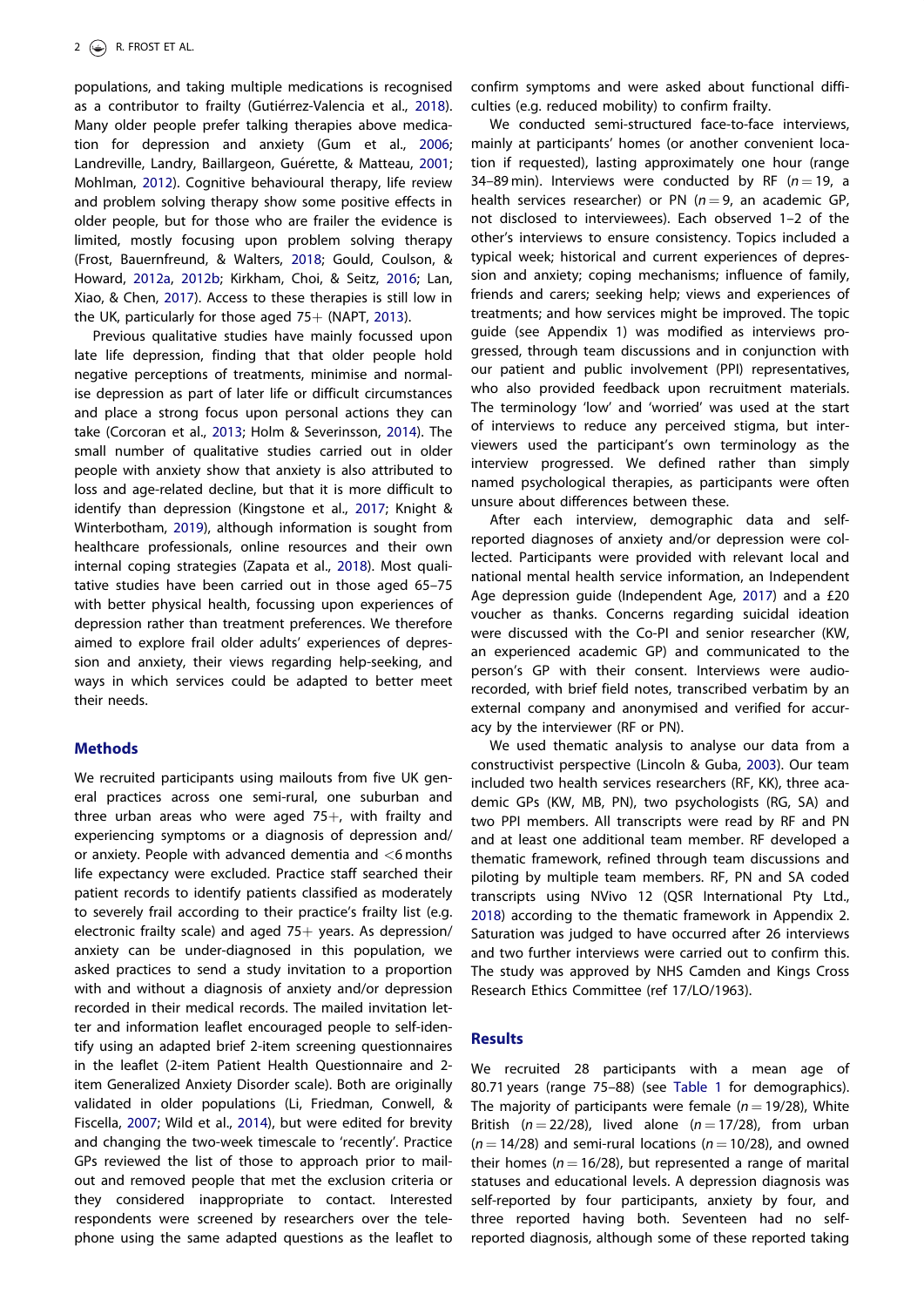populations, and taking multiple medications is recognised as a contributor to frailty (Gutiérrez-Valencia et al., 2018). Many older people prefer talking therapies above medication for depression and anxiety (Gum et al., 2006; Landreville, Landry, Baillargeon, Guérette, & Matteau, 2001; Mohlman, 2012). Cognitive behavioural therapy, life review and problem solving therapy show some positive effects in older people, but for those who are frailer the evidence is limited, mostly focusing upon problem solving therapy (Frost, Bauernfreund, & Walters, 2018; Gould, Coulson, & Howard, 2012a, 2012b; Kirkham, Choi, & Seitz, 2016; Lan, Xiao, & Chen, 2017). Access to these therapies is still low in the UK, particularly for those aged 75+ (NAPT, 2013).

Previous qualitative studies have mainly focussed upon late life depression, finding that that older people hold negative perceptions of treatments, minimise and normalise depression as part of later life or difficult circumstances and place a strong focus upon personal actions they can take (Corcoran et al., 2013; Holm & Severinsson, 2014). The small number of qualitative studies carried out in older people with anxiety show that anxiety is also attributed to loss and age-related decline, but that it is more difficult to identify than depression (Kingstone et al., 2017; Knight & Winterbotham, 2019), although information is sought from healthcare professionals, online resources and their own internal coping strategies (Zapata et al., 2018). Most qualitative studies have been carried out in those aged 65–75 with better physical health, focussing upon experiences of depression rather than treatment preferences. We therefore aimed to explore frail older adults' experiences of depression and anxiety, their views regarding help-seeking, and ways in which services could be adapted to better meet their needs.

## Methods

We recruited participants using mailouts from five UK general practices across one semi-rural, one suburban and three urban areas who were aged 75+, with frailty and experiencing symptoms or a diagnosis of depression and/or anxiety. People with advanced dementia and <6 months life expectancy were excluded. Practice staff searched their patient records to identify patients classified as moderately to severely frail according to their practice's frailty list (e.g. electronic frailty scale) and aged 75+ years. As depression/anxiety can be under-diagnosed in this population, we asked practices to send a study invitation to a proportion with and without a diagnosis of anxiety and/or depression recorded in their medical records. The mailed invitation letter and information leaflet encouraged people to self-identify using an adapted brief 2-item screening questionnaires in the leaflet (2-item Patient Health Questionnaire and 2-item Generalized Anxiety Disorder scale). Both are originally validated in older populations (Li, Friedman, Conwell, & Fiscella, 2007; Wild et al., 2014), but were edited for brevity and changing the two-week timescale to 'recently'. Practice GPs reviewed the list of those to approach prior to mailout and removed people that met the exclusion criteria or they considered inappropriate to contact. Interested respondents were screened by researchers over the telephone using the same adapted questions as the leaflet to confirm symptoms and were asked about functional difficulties (e.g. reduced mobility) to confirm frailty.

We conducted semi-structured face-to-face interviews, mainly at participants' homes (or another convenient location if requested), lasting approximately one hour (range 34–89 min). Interviews were conducted by RF ($n = 19$, a health services researcher) or PN ($n = 9$, an academic GP, not disclosed to interviewees). Each observed 1–2 of the other's interviews to ensure consistency. Topics included a typical week; historical and current experiences of depression and anxiety; coping mechanisms; influence of family, friends and carers; seeking help; views and experiences of treatments; and how services might be improved. The topic guide (see Appendix 1) was modified as interviews progressed, through team discussions and in conjunction with our patient and public involvement (PPI) representatives, who also provided feedback upon recruitment materials. The terminology 'low' and 'worried' was used at the start of interviews to reduce any perceived stigma, but interviewers used the participant's own terminology as the interview progressed. We defined rather than simply named psychological therapies, as participants were often unsure about differences between these.

After each interview, demographic data and self-reported diagnoses of anxiety and/or depression were collected. Participants were provided with relevant local and national mental health service information, an Independent Age depression guide (Independent Age, 2017) and a £20 voucher as thanks. Concerns regarding suicidal ideation were discussed with the Co-PI and senior researcher (KW, an experienced academic GP) and communicated to the person's GP with their consent. Interviews were audio-recorded, with brief field notes, transcribed verbatim by an external company and anonymised and verified for accuracy by the interviewer (RF or PN).

We used thematic analysis to analyse our data from a constructivist perspective (Lincoln & Guba, 2003). Our team included two health services researchers (RF, KK), three academic GPs (KW, MB, PN), two psychologists (RG, SA) and two PPI members. All transcripts were read by RF and PN and at least one additional team member. RF developed a thematic framework, refined through team discussions and piloting by multiple team members. RF, PN and SA coded transcripts using NVivo 12 (QSR International Pty Ltd., 2018) according to the thematic framework in Appendix 2. Saturation was judged to have occurred after 26 interviews and two further interviews were carried out to confirm this. The study was approved by NHS Camden and Kings Cross Research Ethics Committee (ref 17/LO/1963).

## Results

We recruited 28 participants with a mean age of 80.71 years (range 75–88) (see Table 1 for demographics). The majority of participants were female ($n = 19/28$), White British ($n = 22/28$), lived alone ($n = 17/28$), from urban ($n = 14/28$) and semi-rural locations ($n = 10/28$), and owned their homes ($n = 16/28$), but represented a range of marital statuses and educational levels. A depression diagnosis was self-reported by four participants, anxiety by four, and three reported having both. Seventeen had no self-reported diagnosis, although some of these reported taking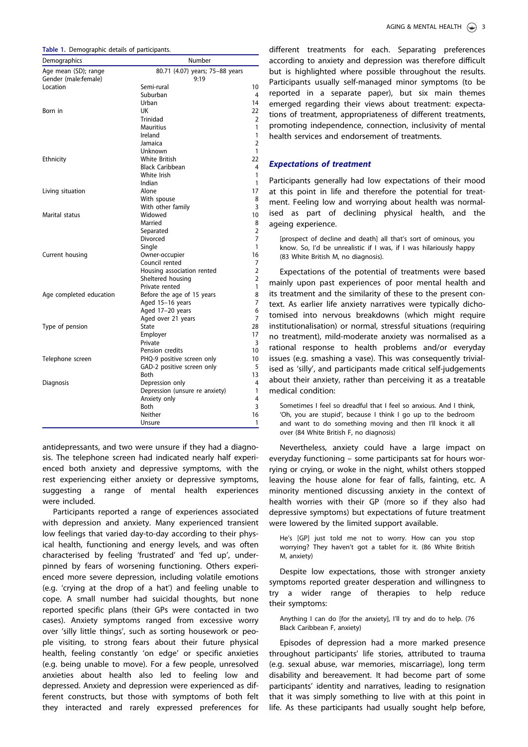**Table 1.** Demographic details of participants.

| Demographics | | Number |
|---|---|---|
| Age mean (SD); range | 80.71 (4.07) years; 75–88 years | |
| Gender (male:female) | 9:19 | |
| Location | Semi-rural | 10 |
| | Suburban | 4 |
| | Urban | 14 |
| Born in | UK | 22 |
| | Trinidad | 2 |
| | Mauritius | 1 |
| | Ireland | 1 |
| | Jamaica | 2 |
| | Unknown | 1 |
| Ethnicity | White British | 22 |
| | Black Caribbean | 4 |
| | White Irish | 1 |
| | Indian | 1 |
| Living situation | Alone | 17 |
| | With spouse | 8 |
| | With other family | 3 |
| Marital status | Widowed | 10 |
| | Married | 8 |
| | Separated | 2 |
| | Divorced | 7 |
| | Single | 1 |
| Current housing | Owner-occupier | 16 |
| | Council rented | 7 |
| | Housing association rented | 2 |
| | Sheltered housing | 2 |
| | Private rented | 1 |
| Age completed education | Before the age of 15 years | 8 |
| | Aged 15–16 years | 7 |
| | Aged 17–20 years | 6 |
| | Aged over 21 years | 7 |
| Type of pension | State | 28 |
| | Employer | 17 |
| | Private | 3 |
| | Pension credits | 10 |
| Telephone screen | PHQ-9 positive screen only | 10 |
| | GAD-2 positive screen only | 5 |
| | Both | 13 |
| Diagnosis | Depression only | 4 |
| | Depression (unsure re anxiety) | 1 |
| | Anxiety only | 4 |
| | Both | 3 |
| | Neither | 16 |
| | Unsure | 1 |

antidepressants, and two were unsure if they had a diagnosis. The telephone screen had indicated nearly half experienced both anxiety and depressive symptoms, with the rest experiencing either anxiety or depressive symptoms, suggesting a range of mental health experiences were included.

Participants reported a range of experiences associated with depression and anxiety. Many experienced transient low feelings that varied day-to-day according to their physical health, functioning and energy levels, and was often characterised by feeling 'frustrated' and 'fed up', underpinned by fears of worsening functioning. Others experienced more severe depression, including volatile emotions (e.g. 'crying at the drop of a hat') and feeling unable to cope. A small number had suicidal thoughts, but none reported specific plans (their GPs were contacted in two cases). Anxiety symptoms ranged from excessive worry over 'silly little things', such as sorting housework or people visiting, to strong fears about their future physical health, feeling constantly 'on edge' or specific anxieties (e.g. being unable to move). For a few people, unresolved anxieties about health also led to feeling low and depressed. Anxiety and depression were experienced as different constructs, but those with symptoms of both felt they interacted and rarely expressed preferences for different treatments for each. Separating preferences according to anxiety and depression was therefore difficult but is highlighted where possible throughout the results. Participants usually self-managed minor symptoms (to be reported in a separate paper), but six main themes emerged regarding their views about treatment: expectations of treatment, appropriateness of different treatments, promoting independence, connection, inclusivity of mental health services and endorsement of treatments.

### *Expectations of treatment*

Participants generally had low expectations of their mood at this point in life and therefore the potential for treatment. Feeling low and worrying about health was normalised as part of declining physical health, and the ageing experience.

> [prospect of decline and death] all that's sort of ominous, you know. So, I'd be unrealistic if I was, if I was hilariously happy (83 White British M, no diagnosis).

Expectations of the potential of treatments were based mainly upon past experiences of poor mental health and its treatment and the similarity of these to the present context. As earlier life anxiety narratives were typically dichotomised into nervous breakdowns (which might require institutionalisation) or normal, stressful situations (requiring no treatment), mild-moderate anxiety was normalised as a rational response to health problems and/or everyday issues (e.g. smashing a vase). This was consequently trivialised as 'silly', and participants made critical self-judgements about their anxiety, rather than perceiving it as a treatable medical condition:

> Sometimes I feel so dreadful that I feel so anxious. And I think, 'Oh, you are stupid', because I think I go up to the bedroom and want to do something moving and then I'll knock it all over (84 White British F, no diagnosis)

Nevertheless, anxiety could have a large impact on everyday functioning – some participants sat for hours worrying or crying, or woke in the night, whilst others stopped leaving the house alone for fear of falls, fainting, etc. A minority mentioned discussing anxiety in the context of health worries with their GP (more so if they also had depressive symptoms) but expectations of future treatment were lowered by the limited support available.

> He's [GP] just told me not to worry. How can you stop worrying? They haven't got a tablet for it. (86 White British M, anxiety)

Despite low expectations, those with stronger anxiety symptoms reported greater desperation and willingness to try a wider range of therapies to help reduce their symptoms:

> Anything I can do [for the anxiety], I'll try and do to help. (76 Black Caribbean F, anxiety)

Episodes of depression had a more marked presence throughout participants' life stories, attributed to trauma (e.g. sexual abuse, war memories, miscarriage), long term disability and bereavement. It had become part of some participants' identity and narratives, leading to resignation that it was simply something to live with at this point in life. As these participants had usually sought help before,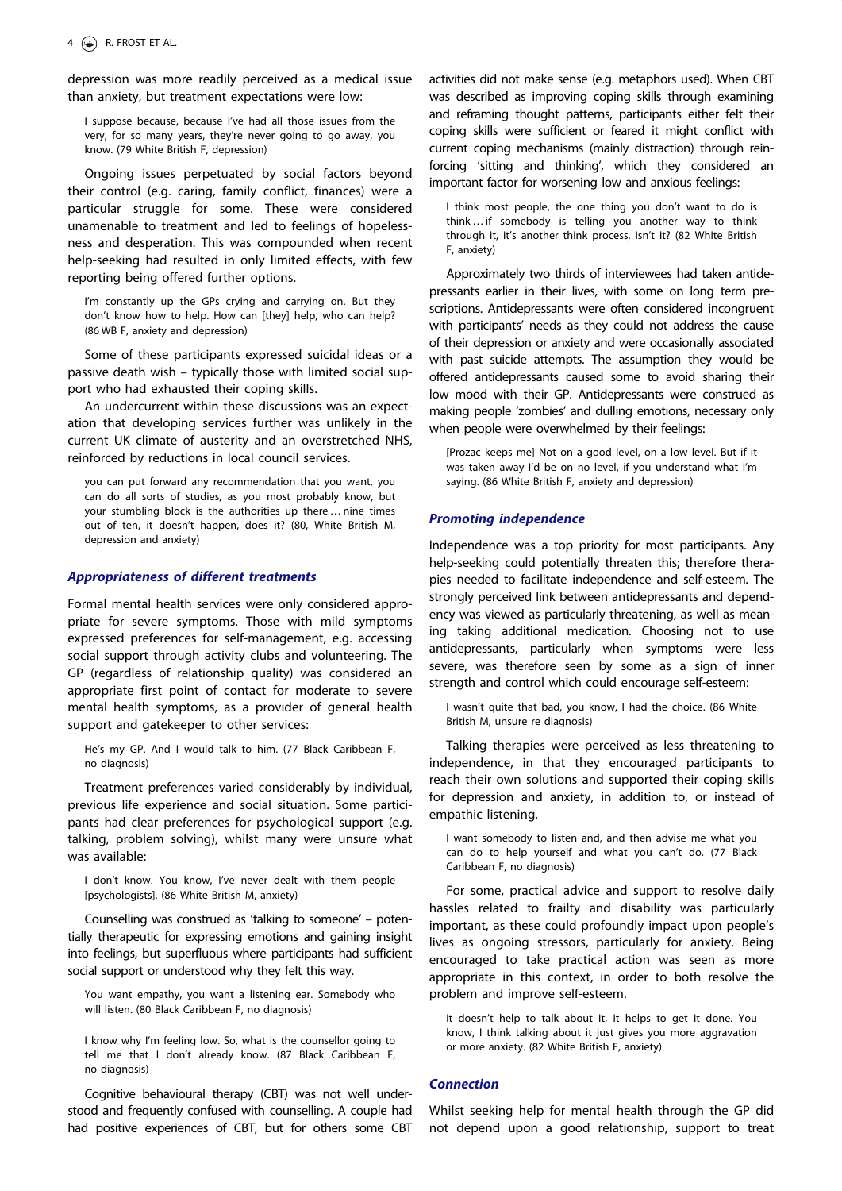depression was more readily perceived as a medical issue than anxiety, but treatment expectations were low:

> I suppose because, because I've had all those issues from the very, for so many years, they're never going to go away, you know. (79 White British F, depression)

Ongoing issues perpetuated by social factors beyond their control (e.g. caring, family conflict, finances) were a particular struggle for some. These were considered unamenable to treatment and led to feelings of hopelessness and desperation. This was compounded when recent help-seeking had resulted in only limited effects, with few reporting being offered further options.

> I'm constantly up the GPs crying and carrying on. But they don't know how to help. How can [they] help, who can help? (86 WB F, anxiety and depression)

Some of these participants expressed suicidal ideas or a passive death wish – typically those with limited social support who had exhausted their coping skills.

An undercurrent within these discussions was an expectation that developing services further was unlikely in the current UK climate of austerity and an overstretched NHS, reinforced by reductions in local council services.

> you can put forward any recommendation that you want, you can do all sorts of studies, as you most probably know, but your stumbling block is the authorities up there … nine times out of ten, it doesn't happen, does it? (80, White British M, depression and anxiety)

### *Appropriateness of different treatments*

Formal mental health services were only considered appropriate for severe symptoms. Those with mild symptoms expressed preferences for self-management, e.g. accessing social support through activity clubs and volunteering. The GP (regardless of relationship quality) was considered an appropriate first point of contact for moderate to severe mental health symptoms, as a provider of general health support and gatekeeper to other services:

> He's my GP. And I would talk to him. (77 Black Caribbean F, no diagnosis)

Treatment preferences varied considerably by individual, previous life experience and social situation. Some participants had clear preferences for psychological support (e.g. talking, problem solving), whilst many were unsure what was available:

> I don't know. You know, I've never dealt with them people [psychologists]. (86 White British M, anxiety)

Counselling was construed as 'talking to someone' – potentially therapeutic for expressing emotions and gaining insight into feelings, but superfluous where participants had sufficient social support or understood why they felt this way.

> You want empathy, you want a listening ear. Somebody who will listen. (80 Black Caribbean F, no diagnosis)

> I know why I'm feeling low. So, what is the counsellor going to tell me that I don't already know. (87 Black Caribbean F, no diagnosis)

Cognitive behavioural therapy (CBT) was not well understood and frequently confused with counselling. A couple had had positive experiences of CBT, but for others some CBT activities did not make sense (e.g. metaphors used). When CBT was described as improving coping skills through examining and reframing thought patterns, participants either felt their coping skills were sufficient or feared it might conflict with current coping mechanisms (mainly distraction) through reinforcing 'sitting and thinking', which they considered an important factor for worsening low and anxious feelings:

> I think most people, the one thing you don't want to do is think … if somebody is telling you another way to think through it, it's another think process, isn't it? (82 White British F, anxiety)

Approximately two thirds of interviewees had taken antidepressants earlier in their lives, with some on long term prescriptions. Antidepressants were often considered incongruent with participants' needs as they could not address the cause of their depression or anxiety and were occasionally associated with past suicide attempts. The assumption they would be offered antidepressants caused some to avoid sharing their low mood with their GP. Antidepressants were construed as making people 'zombies' and dulling emotions, necessary only when people were overwhelmed by their feelings:

> [Prozac keeps me] Not on a good level, on a low level. But if it was taken away I'd be on no level, if you understand what I'm saying. (86 White British F, anxiety and depression)

### *Promoting independence*

Independence was a top priority for most participants. Any help-seeking could potentially threaten this; therefore therapies needed to facilitate independence and self-esteem. The strongly perceived link between antidepressants and dependency was viewed as particularly threatening, as well as meaning taking additional medication. Choosing not to use antidepressants, particularly when symptoms were less severe, was therefore seen by some as a sign of inner strength and control which could encourage self-esteem:

> I wasn't quite that bad, you know, I had the choice. (86 White British M, unsure re diagnosis)

Talking therapies were perceived as less threatening to independence, in that they encouraged participants to reach their own solutions and supported their coping skills for depression and anxiety, in addition to, or instead of empathic listening.

> I want somebody to listen and, and then advise me what you can do to help yourself and what you can't do. (77 Black Caribbean F, no diagnosis)

For some, practical advice and support to resolve daily hassles related to frailty and disability was particularly important, as these could profoundly impact upon people's lives as ongoing stressors, particularly for anxiety. Being encouraged to take practical action was seen as more appropriate in this context, in order to both resolve the problem and improve self-esteem.

> it doesn't help to talk about it, it helps to get it done. You know, I think talking about it just gives you more aggravation or more anxiety. (82 White British F, anxiety)

### *Connection*

Whilst seeking help for mental health through the GP did not depend upon a good relationship, support to treat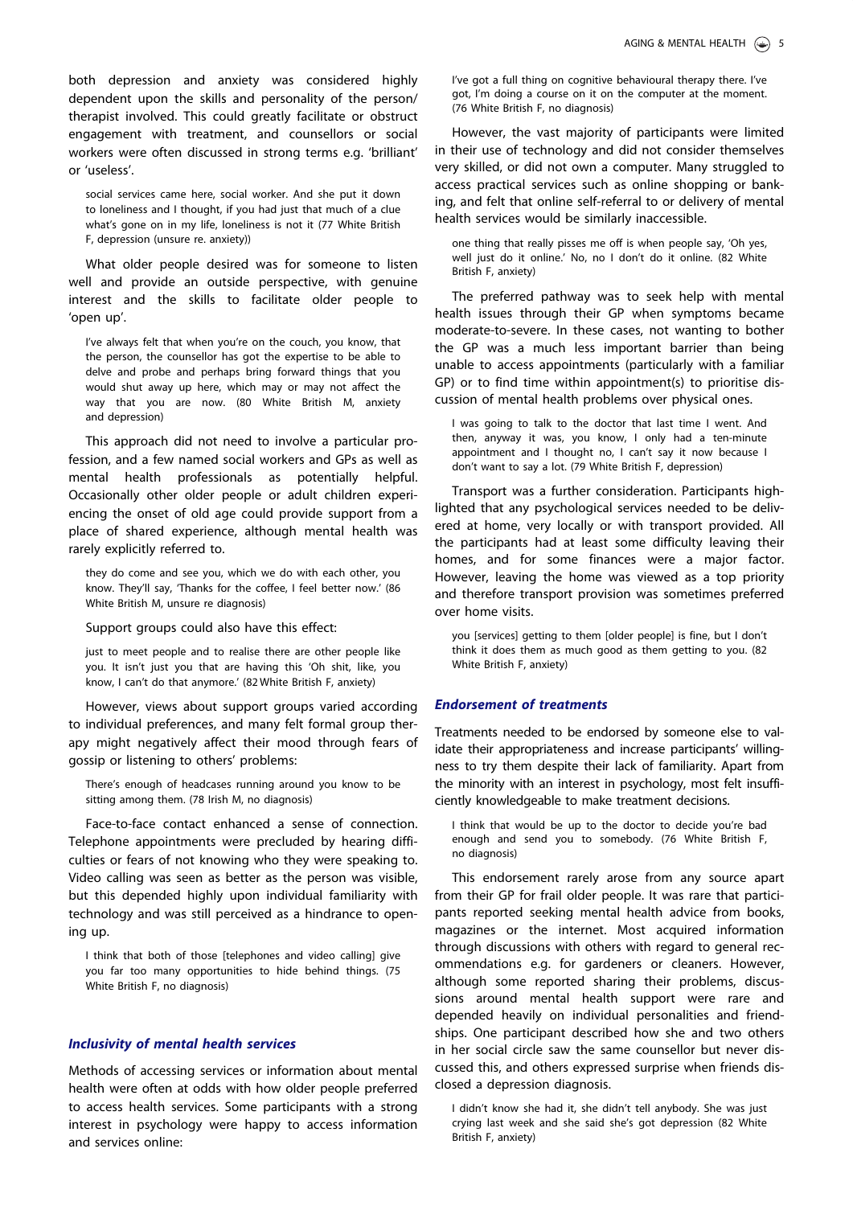both depression and anxiety was considered highly dependent upon the skills and personality of the person/therapist involved. This could greatly facilitate or obstruct engagement with treatment, and counsellors or social workers were often discussed in strong terms e.g. 'brilliant' or 'useless'.

> social services came here, social worker. And she put it down to loneliness and I thought, if you had just that much of a clue what's gone on in my life, loneliness is not it (77 White British F, depression (unsure re. anxiety))

What older people desired was for someone to listen well and provide an outside perspective, with genuine interest and the skills to facilitate older people to 'open up'.

> I've always felt that when you're on the couch, you know, that the person, the counsellor has got the expertise to be able to delve and probe and perhaps bring forward things that you would shut away up here, which may or may not affect the way that you are now. (80 White British M, anxiety and depression)

This approach did not need to involve a particular profession, and a few named social workers and GPs as well as mental health professionals as potentially helpful. Occasionally other older people or adult children experiencing the onset of old age could provide support from a place of shared experience, although mental health was rarely explicitly referred to.

> they do come and see you, which we do with each other, you know. They'll say, 'Thanks for the coffee, I feel better now.' (86 White British M, unsure re diagnosis)

Support groups could also have this effect:

> just to meet people and to realise there are other people like you. It isn't just you that are having this 'Oh shit, like, you know, I can't do that anymore.' (82 White British F, anxiety)

However, views about support groups varied according to individual preferences, and many felt formal group therapy might negatively affect their mood through fears of gossip or listening to others' problems:

> There's enough of headcases running around you know to be sitting among them. (78 Irish M, no diagnosis)

Face-to-face contact enhanced a sense of connection. Telephone appointments were precluded by hearing difficulties or fears of not knowing who they were speaking to. Video calling was seen as better as the person was visible, but this depended highly upon individual familiarity with technology and was still perceived as a hindrance to opening up.

> I think that both of those [telephones and video calling] give you far too many opportunities to hide behind things. (75 White British F, no diagnosis)

### *Inclusivity of mental health services*

Methods of accessing services or information about mental health were often at odds with how older people preferred to access health services. Some participants with a strong interest in psychology were happy to access information and services online:

> I've got a full thing on cognitive behavioural therapy there. I've got, I'm doing a course on it on the computer at the moment. (76 White British F, no diagnosis)

However, the vast majority of participants were limited in their use of technology and did not consider themselves very skilled, or did not own a computer. Many struggled to access practical services such as online shopping or banking, and felt that online self-referral to or delivery of mental health services would be similarly inaccessible.

> one thing that really pisses me off is when people say, 'Oh yes, well just do it online.' No, no I don't do it online. (82 White British F, anxiety)

The preferred pathway was to seek help with mental health issues through their GP when symptoms became moderate-to-severe. In these cases, not wanting to bother the GP was a much less important barrier than being unable to access appointments (particularly with a familiar GP) or to find time within appointment(s) to prioritise discussion of mental health problems over physical ones.

> I was going to talk to the doctor that last time I went. And then, anyway it was, you know, I only had a ten-minute appointment and I thought no, I can't say it now because I don't want to say a lot. (79 White British F, depression)

Transport was a further consideration. Participants highlighted that any psychological services needed to be delivered at home, very locally or with transport provided. All the participants had at least some difficulty leaving their homes, and for some finances were a major factor. However, leaving the home was viewed as a top priority and therefore transport provision was sometimes preferred over home visits.

> you [services] getting to them [older people] is fine, but I don't think it does them as much good as them getting to you. (82 White British F, anxiety)

### *Endorsement of treatments*

Treatments needed to be endorsed by someone else to validate their appropriateness and increase participants' willingness to try them despite their lack of familiarity. Apart from the minority with an interest in psychology, most felt insufficiently knowledgeable to make treatment decisions.

> I think that would be up to the doctor to decide you're bad enough and send you to somebody. (76 White British F, no diagnosis)

This endorsement rarely arose from any source apart from their GP for frail older people. It was rare that participants reported seeking mental health advice from books, magazines or the internet. Most acquired information through discussions with others with regard to general recommendations e.g. for gardeners or cleaners. However, although some reported sharing their problems, discussions around mental health support were rare and depended heavily on individual personalities and friendships. One participant described how she and two others in her social circle saw the same counsellor but never discussed this, and others expressed surprise when friends disclosed a depression diagnosis.

> I didn't know she had it, she didn't tell anybody. She was just crying last week and she said she's got depression (82 White British F, anxiety)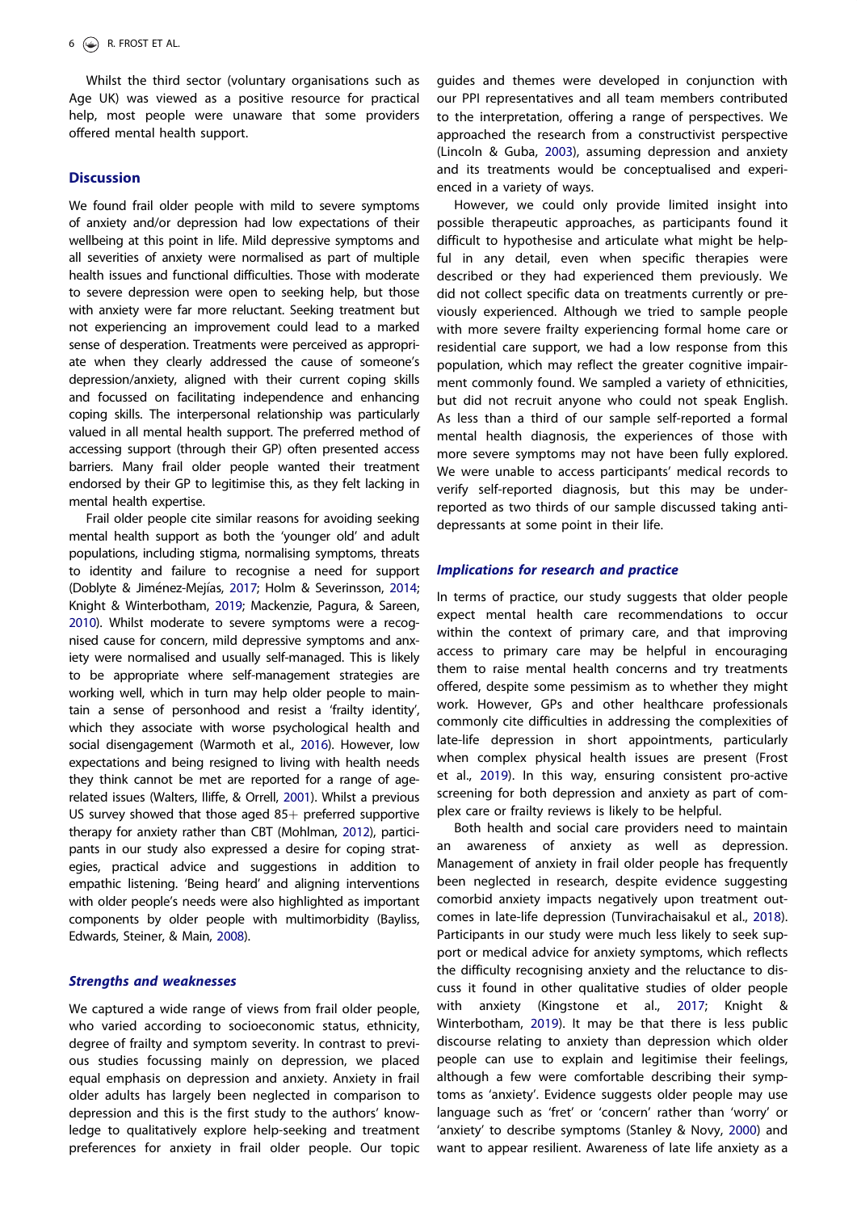Whilst the third sector (voluntary organisations such as Age UK) was viewed as a positive resource for practical help, most people were unaware that some providers offered mental health support.

## Discussion

We found frail older people with mild to severe symptoms of anxiety and/or depression had low expectations of their wellbeing at this point in life. Mild depressive symptoms and all severities of anxiety were normalised as part of multiple health issues and functional difficulties. Those with moderate to severe depression were open to seeking help, but those with anxiety were far more reluctant. Seeking treatment but not experiencing an improvement could lead to a marked sense of desperation. Treatments were perceived as appropriate when they clearly addressed the cause of someone's depression/anxiety, aligned with their current coping skills and focussed on facilitating independence and enhancing coping skills. The interpersonal relationship was particularly valued in all mental health support. The preferred method of accessing support (through their GP) often presented access barriers. Many frail older people wanted their treatment endorsed by their GP to legitimise this, as they felt lacking in mental health expertise.

Frail older people cite similar reasons for avoiding seeking mental health support as both the 'younger old' and adult populations, including stigma, normalising symptoms, threats to identity and failure to recognise a need for support (Doblyte & Jiménez-Mejías, 2017; Holm & Severinsson, 2014; Knight & Winterbotham, 2019; Mackenzie, Pagura, & Sareen, 2010). Whilst moderate to severe symptoms were a recognised cause for concern, mild depressive symptoms and anxiety were normalised and usually self-managed. This is likely to be appropriate where self-management strategies are working well, which in turn may help older people to maintain a sense of personhood and resist a 'frailty identity', which they associate with worse psychological health and social disengagement (Warmoth et al., 2016). However, low expectations and being resigned to living with health needs they think cannot be met are reported for a range of age-related issues (Walters, Iliffe, & Orrell, 2001). Whilst a previous US survey showed that those aged 85+ preferred supportive therapy for anxiety rather than CBT (Mohlman, 2012), participants in our study also expressed a desire for coping strategies, practical advice and suggestions in addition to empathic listening. 'Being heard' and aligning interventions with older people's needs were also highlighted as important components by older people with multimorbidity (Bayliss, Edwards, Steiner, & Main, 2008).

### *Strengths and weaknesses*

We captured a wide range of views from frail older people, who varied according to socioeconomic status, ethnicity, degree of frailty and symptom severity. In contrast to previous studies focussing mainly on depression, we placed equal emphasis on depression and anxiety. Anxiety in frail older adults has largely been neglected in comparison to depression and this is the first study to the authors' knowledge to qualitatively explore help-seeking and treatment preferences for anxiety in frail older people. Our topic guides and themes were developed in conjunction with our PPI representatives and all team members contributed to the interpretation, offering a range of perspectives. We approached the research from a constructivist perspective (Lincoln & Guba, 2003), assuming depression and anxiety and its treatments would be conceptualised and experienced in a variety of ways.

However, we could only provide limited insight into possible therapeutic approaches, as participants found it difficult to hypothesise and articulate what might be helpful in any detail, even when specific therapies were described or they had experienced them previously. We did not collect specific data on treatments currently or previously experienced. Although we tried to sample people with more severe frailty experiencing formal home care or residential care support, we had a low response from this population, which may reflect the greater cognitive impairment commonly found. We sampled a variety of ethnicities, but did not recruit anyone who could not speak English. As less than a third of our sample self-reported a formal mental health diagnosis, the experiences of those with more severe symptoms may not have been fully explored. We were unable to access participants' medical records to verify self-reported diagnosis, but this may be under-reported as two thirds of our sample discussed taking anti-depressants at some point in their life.

### *Implications for research and practice*

In terms of practice, our study suggests that older people expect mental health care recommendations to occur within the context of primary care, and that improving access to primary care may be helpful in encouraging them to raise mental health concerns and try treatments offered, despite some pessimism as to whether they might work. However, GPs and other healthcare professionals commonly cite difficulties in addressing the complexities of late-life depression in short appointments, particularly when complex physical health issues are present (Frost et al., 2019). In this way, ensuring consistent pro-active screening for both depression and anxiety as part of complex care or frailty reviews is likely to be helpful.

Both health and social care providers need to maintain an awareness of anxiety as well as depression. Management of anxiety in frail older people has frequently been neglected in research, despite evidence suggesting comorbid anxiety impacts negatively upon treatment outcomes in late-life depression (Tunvirachaisakul et al., 2018). Participants in our study were much less likely to seek support or medical advice for anxiety symptoms, which reflects the difficulty recognising anxiety and the reluctance to discuss it found in other qualitative studies of older people with anxiety (Kingstone et al., 2017; Knight & Winterbotham, 2019). It may be that there is less public discourse relating to anxiety than depression which older people can use to explain and legitimise their feelings, although a few were comfortable describing their symptoms as 'anxiety'. Evidence suggests older people may use language such as 'fret' or 'concern' rather than 'worry' or 'anxiety' to describe symptoms (Stanley & Novy, 2000) and want to appear resilient. Awareness of late life anxiety as a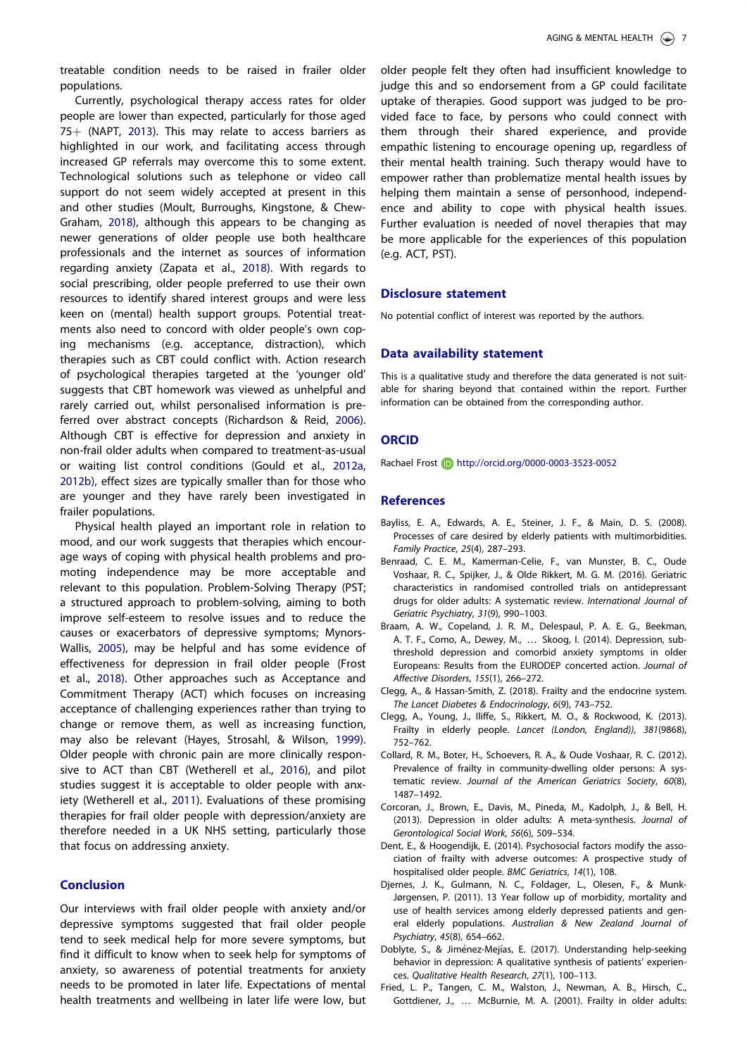treatable condition needs to be raised in frailer older populations.

Currently, psychological therapy access rates for older people are lower than expected, particularly for those aged 75+ (NAPT, 2013). This may relate to access barriers as highlighted in our work, and facilitating access through increased GP referrals may overcome this to some extent. Technological solutions such as telephone or video call support do not seem widely accepted at present in this and other studies (Moult, Burroughs, Kingstone, & Chew-Graham, 2018), although this appears to be changing as newer generations of older people use both healthcare professionals and the internet as sources of information regarding anxiety (Zapata et al., 2018). With regards to social prescribing, older people preferred to use their own resources to identify shared interest groups and were less keen on (mental) health support groups. Potential treatments also need to concord with older people's own coping mechanisms (e.g. acceptance, distraction), which therapies such as CBT could conflict with. Action research of psychological therapies targeted at the 'younger old' suggests that CBT homework was viewed as unhelpful and rarely carried out, whilst personalised information is preferred over abstract concepts (Richardson & Reid, 2006). Although CBT is effective for depression and anxiety in non-frail older adults when compared to treatment-as-usual or waiting list control conditions (Gould et al., 2012a, 2012b), effect sizes are typically smaller than for those who are younger and they have rarely been investigated in frailer populations.

Physical health played an important role in relation to mood, and our work suggests that therapies which encourage ways of coping with physical health problems and promoting independence may be more acceptable and relevant to this population. Problem-Solving Therapy (PST; a structured approach to problem-solving, aiming to both improve self-esteem to resolve issues and to reduce the causes or exacerbators of depressive symptoms; Mynors-Wallis, 2005), may be helpful and has some evidence of effectiveness for depression in frail older people (Frost et al., 2018). Other approaches such as Acceptance and Commitment Therapy (ACT) which focuses on increasing acceptance of challenging experiences rather than trying to change or remove them, as well as increasing function, may also be relevant (Hayes, Strosahl, & Wilson, 1999). Older people with chronic pain are more clinically responsive to ACT than CBT (Wetherell et al., 2016), and pilot studies suggest it is acceptable to older people with anxiety (Wetherell et al., 2011). Evaluations of these promising therapies for frail older people with depression/anxiety are therefore needed in a UK NHS setting, particularly those that focus on addressing anxiety.

## Conclusion

Our interviews with frail older people with anxiety and/or depressive symptoms suggested that frail older people tend to seek medical help for more severe symptoms, but find it difficult to know when to seek help for symptoms of anxiety, so awareness of potential treatments for anxiety needs to be promoted in later life. Expectations of mental health treatments and wellbeing in later life were low, but older people felt they often had insufficient knowledge to judge this and so endorsement from a GP could facilitate uptake of therapies. Good support was judged to be provided face to face, by persons who could connect with them through their shared experience, and provide empathic listening to encourage opening up, regardless of their mental health training. Such therapy would have to empower rather than problematize mental health issues by helping them maintain a sense of personhood, independence and ability to cope with physical health issues. Further evaluation is needed of novel therapies that may be more applicable for the experiences of this population (e.g. ACT, PST).

## Disclosure statement

No potential conflict of interest was reported by the authors.

## Data availability statement

This is a qualitative study and therefore the data generated is not suitable for sharing beyond that contained within the report. Further information can be obtained from the corresponding author.

## ORCID

Rachael Frost http://orcid.org/0000-0003-3523-0052

## References

Bayliss, E. A., Edwards, A. E., Steiner, J. F., & Main, D. S. (2008). Processes of care desired by elderly patients with multimorbidities. *Family Practice*, *25*(4), 287–293.

Benraad, C. E. M., Kamerman-Celie, F., van Munster, B. C., Oude Voshaar, R. C., Spijker, J., & Olde Rikkert, M. G. M. (2016). Geriatric characteristics in randomised controlled trials on antidepressant drugs for older adults: A systematic review. *International Journal of Geriatric Psychiatry*, *31*(9), 990–1003.

Braam, A. W., Copeland, J. R. M., Delespaul, P. A. E. G., Beekman, A. T. F., Como, A., Dewey, M., … Skoog, I. (2014). Depression, subthreshold depression and comorbid anxiety symptoms in older Europeans: Results from the EURODEP concerted action. *Journal of Affective Disorders*, *155*(1), 266–272.

Clegg, A., & Hassan-Smith, Z. (2018). Frailty and the endocrine system. *The Lancet Diabetes & Endocrinology*, *6*(9), 743–752.

Clegg, A., Young, J., Iliffe, S., Rikkert, M. O., & Rockwood, K. (2013). Frailty in elderly people. *Lancet (London, England))*, *381*(9868), 752–762.

Collard, R. M., Boter, H., Schoevers, R. A., & Oude Voshaar, R. C. (2012). Prevalence of frailty in community-dwelling older persons: A systematic review. *Journal of the American Geriatrics Society*, *60*(8), 1487–1492.

Corcoran, J., Brown, E., Davis, M., Pineda, M., Kadolph, J., & Bell, H. (2013). Depression in older adults: A meta-synthesis. *Journal of Gerontological Social Work*, *56*(6), 509–534.

Dent, E., & Hoogendijk, E. (2014). Psychosocial factors modify the association of frailty with adverse outcomes: A prospective study of hospitalised older people. *BMC Geriatrics*, *14*(1), 108.

Djernes, J. K., Gulmann, N. C., Foldager, L., Olesen, F., & Munk-Jørgensen, P. (2011). 13 Year follow up of morbidity, mortality and use of health services among elderly depressed patients and general elderly populations. *Australian & New Zealand Journal of Psychiatry*, *45*(8), 654–662.

Doblyte, S., & Jiménez-Mejías, E. (2017). Understanding help-seeking behavior in depression: A qualitative synthesis of patients' experiences. *Qualitative Health Research*, *27*(1), 100–113.

Fried, L. P., Tangen, C. M., Walston, J., Newman, A. B., Hirsch, C., Gottdiener, J., … McBurnie, M. A. (2001). Frailty in older adults: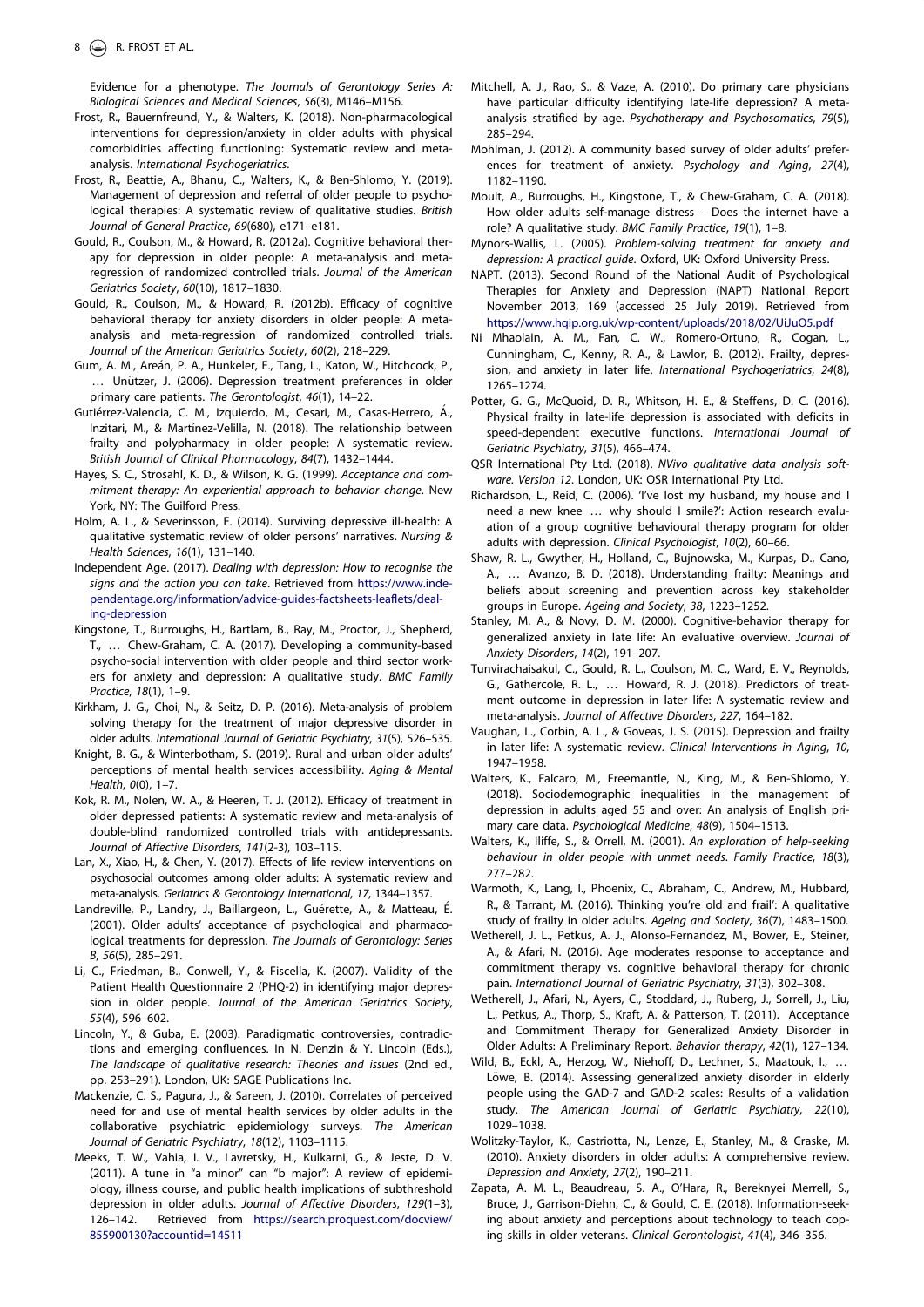Evidence for a phenotype. *The Journals of Gerontology Series A: Biological Sciences and Medical Sciences*, *56*(3), M146–M156.

Frost, R., Bauernfreund, Y., & Walters, K. (2018). Non-pharmacological interventions for depression/anxiety in older adults with physical comorbidities affecting functioning: Systematic review and meta-analysis. *International Psychogeriatrics*.

Frost, R., Beattie, A., Bhanu, C., Walters, K., & Ben-Shlomo, Y. (2019). Management of depression and referral of older people to psychological therapies: A systematic review of qualitative studies. *British Journal of General Practice*, *69*(680), e171–e181.

Gould, R., Coulson, M., & Howard, R. (2012a). Cognitive behavioral therapy for depression in older people: A meta-analysis and meta-regression of randomized controlled trials. *Journal of the American Geriatrics Society*, *60*(10), 1817–1830.

Gould, R., Coulson, M., & Howard, R. (2012b). Efficacy of cognitive behavioral therapy for anxiety disorders in older people: A meta-analysis and meta-regression of randomized controlled trials. *Journal of the American Geriatrics Society*, *60*(2), 218–229.

Gum, A. M., Areán, P. A., Hunkeler, E., Tang, L., Katon, W., Hitchcock, P., … Unützer, J. (2006). Depression treatment preferences in older primary care patients. *The Gerontologist*, *46*(1), 14–22.

Gutiérrez-Valencia, C. M., Izquierdo, M., Cesari, M., Casas-Herrero, Á., Inzitari, M., & Martínez-Velilla, N. (2018). The relationship between frailty and polypharmacy in older people: A systematic review. *British Journal of Clinical Pharmacology*, *84*(7), 1432–1444.

Hayes, S. C., Strosahl, K. D., & Wilson, K. G. (1999). *Acceptance and commitment therapy: An experiential approach to behavior change*. New York, NY: The Guilford Press.

Holm, A. L., & Severinsson, E. (2014). Surviving depressive ill-health: A qualitative systematic review of older persons' narratives. *Nursing & Health Sciences*, *16*(1), 131–140.

Independent Age. (2017). *Dealing with depression: How to recognise the signs and the action you can take*. Retrieved from https://www.independentage.org/information/advice-guides-factsheets-leaflets/dealing-depression

Kingstone, T., Burroughs, H., Bartlam, B., Ray, M., Proctor, J., Shepherd, T., … Chew-Graham, C. A. (2017). Developing a community-based psycho-social intervention with older people and third sector workers for anxiety and depression: A qualitative study. *BMC Family Practice*, *18*(1), 1–9.

Kirkham, J. G., Choi, N., & Seitz, D. P. (2016). Meta-analysis of problem solving therapy for the treatment of major depressive disorder in older adults. *International Journal of Geriatric Psychiatry*, *31*(5), 526–535.

Knight, B. G., & Winterbotham, S. (2019). Rural and urban older adults' perceptions of mental health services accessibility. *Aging & Mental Health*, *0*(0), 1–7.

Kok, R. M., Nolen, W. A., & Heeren, T. J. (2012). Efficacy of treatment in older depressed patients: A systematic review and meta-analysis of double-blind randomized controlled trials with antidepressants. *Journal of Affective Disorders*, *141*(2-3), 103–115.

Lan, X., Xiao, H., & Chen, Y. (2017). Effects of life review interventions on psychosocial outcomes among older adults: A systematic review and meta-analysis. *Geriatrics & Gerontology International*, *17*, 1344–1357.

Landreville, P., Landry, J., Baillargeon, L., Guérette, A., & Matteau, É. (2001). Older adults' acceptance of psychological and pharmacological treatments for depression. *The Journals of Gerontology: Series B*, *56*(5), 285–291.

Li, C., Friedman, B., Conwell, Y., & Fiscella, K. (2007). Validity of the Patient Health Questionnaire 2 (PHQ-2) in identifying major depression in older people. *Journal of the American Geriatrics Society*, *55*(4), 596–602.

Lincoln, Y., & Guba, E. (2003). Paradigmatic controversies, contradictions and emerging confluences. In N. Denzin & Y. Lincoln (Eds.), *The landscape of qualitative research: Theories and issues* (2nd ed., pp. 253–291). London, UK: SAGE Publications Inc.

Mackenzie, C. S., Pagura, J., & Sareen, J. (2010). Correlates of perceived need for and use of mental health services by older adults in the collaborative psychiatric epidemiology surveys. *The American Journal of Geriatric Psychiatry*, *18*(12), 1103–1115.

Meeks, T. W., Vahia, I. V., Lavretsky, H., Kulkarni, G., & Jeste, D. V. (2011). A tune in "a minor" can "b major": A review of epidemiology, illness course, and public health implications of subthreshold depression in older adults. *Journal of Affective Disorders*, *129*(1–3), 126–142. Retrieved from https://search.proquest.com/docview/855900130?accountid=14511

Mitchell, A. J., Rao, S., & Vaze, A. (2010). Do primary care physicians have particular difficulty identifying late-life depression? A meta-analysis stratified by age. *Psychotherapy and Psychosomatics*, *79*(5), 285–294.

Mohlman, J. (2012). A community based survey of older adults' preferences for treatment of anxiety. *Psychology and Aging*, *27*(4), 1182–1190.

Moult, A., Burroughs, H., Kingstone, T., & Chew-Graham, C. A. (2018). How older adults self-manage distress – Does the internet have a role? A qualitative study. *BMC Family Practice*, *19*(1), 1–8.

Mynors-Wallis, L. (2005). *Problem-solving treatment for anxiety and depression: A practical guide*. Oxford, UK: Oxford University Press.

NAPT. (2013). Second Round of the National Audit of Psychological Therapies for Anxiety and Depression (NAPT) National Report November 2013, 169 (accessed 25 July 2019). Retrieved from https://www.hqip.org.uk/wp-content/uploads/2018/02/UiJuO5.pdf

Ni Mhaolain, A. M., Fan, C. W., Romero-Ortuno, R., Cogan, L., Cunningham, C., Kenny, R. A., & Lawlor, B. (2012). Frailty, depression, and anxiety in later life. *International Psychogeriatrics*, *24*(8), 1265–1274.

Potter, G. G., McQuoid, D. R., Whitson, H. E., & Steffens, D. C. (2016). Physical frailty in late-life depression is associated with deficits in speed-dependent executive functions. *International Journal of Geriatric Psychiatry*, *31*(5), 466–474.

QSR International Pty Ltd. (2018). *NVivo qualitative data analysis software. Version 12*. London, UK: QSR International Pty Ltd.

Richardson, L., Reid, C. (2006). 'I've lost my husband, my house and I need a new knee … why should I smile?': Action research evaluation of a group cognitive behavioural therapy program for older adults with depression. *Clinical Psychologist*, *10*(2), 60–66.

Shaw, R. L., Gwyther, H., Holland, C., Bujnowska, M., Kurpas, D., Cano, A., … Avanzo, B. D. (2018). Understanding frailty: Meanings and beliefs about screening and prevention across key stakeholder groups in Europe. *Ageing and Society*, *38*, 1223–1252.

Stanley, M. A., & Novy, D. M. (2000). Cognitive-behavior therapy for generalized anxiety in late life: An evaluative overview. *Journal of Anxiety Disorders*, *14*(2), 191–207.

Tunvirachaisakul, C., Gould, R. L., Coulson, M. C., Ward, E. V., Reynolds, G., Gathercole, R. L., … Howard, R. J. (2018). Predictors of treatment outcome in depression in later life: A systematic review and meta-analysis. *Journal of Affective Disorders*, *227*, 164–182.

Vaughan, L., Corbin, A. L., & Goveas, J. S. (2015). Depression and frailty in later life: A systematic review. *Clinical Interventions in Aging*, *10*, 1947–1958.

Walters, K., Falcaro, M., Freemantle, N., King, M., & Ben-Shlomo, Y. (2018). Sociodemographic inequalities in the management of depression in adults aged 55 and over: An analysis of English primary care data. *Psychological Medicine*, *48*(9), 1504–1513.

Walters, K., Iliffe, S., & Orrell, M. (2001). *An exploration of help-seeking behaviour in older people with unmet needs. Family Practice*, *18*(3), 277–282.

Warmoth, K., Lang, I., Phoenix, C., Abraham, C., Andrew, M., Hubbard, R., & Tarrant, M. (2016). Thinking you're old and frail': A qualitative study of frailty in older adults. *Ageing and Society*, *36*(7), 1483–1500.

Wetherell, J. L., Petkus, A. J., Alonso-Fernandez, M., Bower, E., Steiner, A., & Afari, N. (2016). Age moderates response to acceptance and commitment therapy vs. cognitive behavioral therapy for chronic pain. *International Journal of Geriatric Psychiatry*, *31*(3), 302–308.

Wetherell, J. L., Afari, N., Ayers, C., Stoddard, J., Ruberg, J., Sorrell, J., Liu, L., Petkus, A., Thorp, S., Kraft, A. & Patterson, T. (2011). Acceptance and Commitment Therapy for Generalized Anxiety Disorder in Older Adults: A Preliminary Report. *Behavior therapy*, *42*(1), 127–134.

Wild, B., Eckl, A., Herzog, W., Niehoff, D., Lechner, S., Maatouk, I., … Löwe, B. (2014). Assessing generalized anxiety disorder in elderly people using the GAD-7 and GAD-2 scales: Results of a validation study. *The American Journal of Geriatric Psychiatry*, *22*(10), 1029–1038.

Wolitzky-Taylor, K., Castriotta, N., Lenze, E., Stanley, M., & Craske, M. (2010). Anxiety disorders in older adults: A comprehensive review. *Depression and Anxiety*, *27*(2), 190–211.

Zapata, A. M. L., Beaudreau, S. A., O'Hara, R., Bereknyei Merrell, S., Bruce, J., Garrison-Diehn, C., & Gould, C. E. (2018). Information-seeking about anxiety and perceptions about technology to teach coping skills in older veterans. *Clinical Gerontologist*, *41*(4), 346–356.